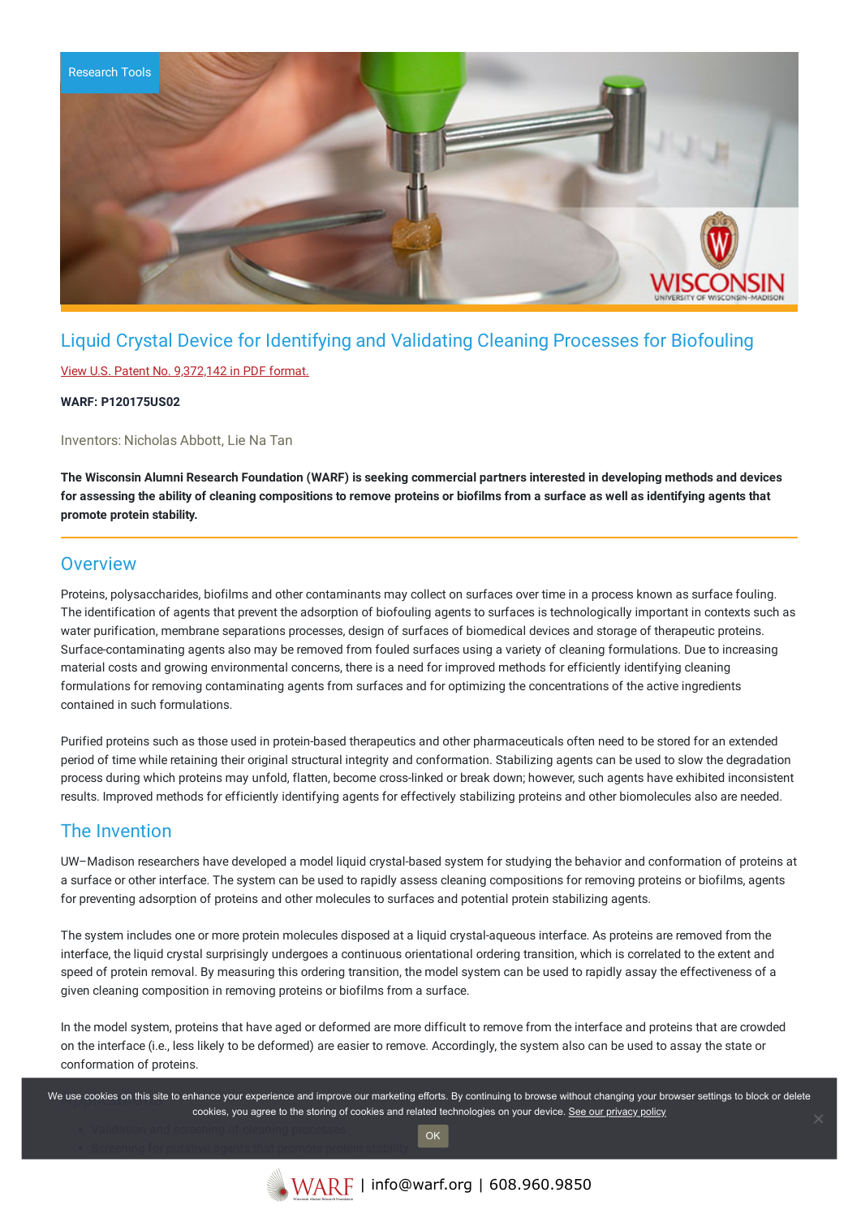Research Tools

# Liquid Crystal Device for Identifying and Validating Cleaning Processes for Biofouling

View U.S. Patent No. 9,372,142 in PDF format.

**WARF: P120175US02**

Inventors: Nicholas Abbott, Lie Na Tan

**The Wisconsin Alumni Research Foundation (WARF) is seeking commercial partners interested in developing methods and devices for assessing the ability of cleaning compositions to remove proteins or biofilms from a surface as well as identifying agents that promote protein stability.**

## Overview

Proteins, polysaccharides, biofilms and other contaminants may collect on surfaces over time in a process known as surface fouling. The identification of agents that prevent the adsorption of biofouling agents to surfaces is technologically important in contexts such as water purification, membrane separations processes, design of surfaces of biomedical devices and storage of therapeutic proteins. Surface-contaminating agents also may be removed from fouled surfaces using a variety of cleaning formulations. Due to increasing material costs and growing environmental concerns, there is a need for improved methods for efficiently identifying cleaning formulations for removing contaminating agents from surfaces and for optimizing the concentrations of the active ingredients contained in such formulations.

Purified proteins such as those used in protein-based therapeutics and other pharmaceuticals often need to be stored for an extended period of time while retaining their original structural integrity and conformation. Stabilizing agents can be used to slow the degradation process during which proteins may unfold, flatten, become cross-linked or break down; however, such agents have exhibited inconsistent results. Improved methods for efficiently identifying agents for effectively stabilizing proteins and other biomolecules also are needed.

## The Invention

UW–Madison researchers have developed a model liquid crystal-based system for studying the behavior and conformation of proteins at a surface or other interface. The system can be used to rapidly assess cleaning compositions for removing proteins or biofilms, agents for preventing adsorption of proteins and other molecules to surfaces and potential protein stabilizing agents.

The system includes one or more protein molecules disposed at a liquid crystal-aqueous interface. As proteins are removed from the interface, the liquid crystal surprisingly undergoes a continuous orientational ordering transition, which is correlated to the extent and speed of protein removal. By measuring this ordering transition, the model system can be used to rapidly assay the effectiveness of a given cleaning composition in removing proteins or biofilms from a surface.

In the model system, proteins that have aged or deformed are more difficult to remove from the interface and proteins that are crowded on the interface (i.e., less likely to be deformed) are easier to remove. Accordingly, the system also can be used to assay the state or conformation of proteins.

- Validation and screening of cleaning processes
- Screening for putative agents that promote protein stability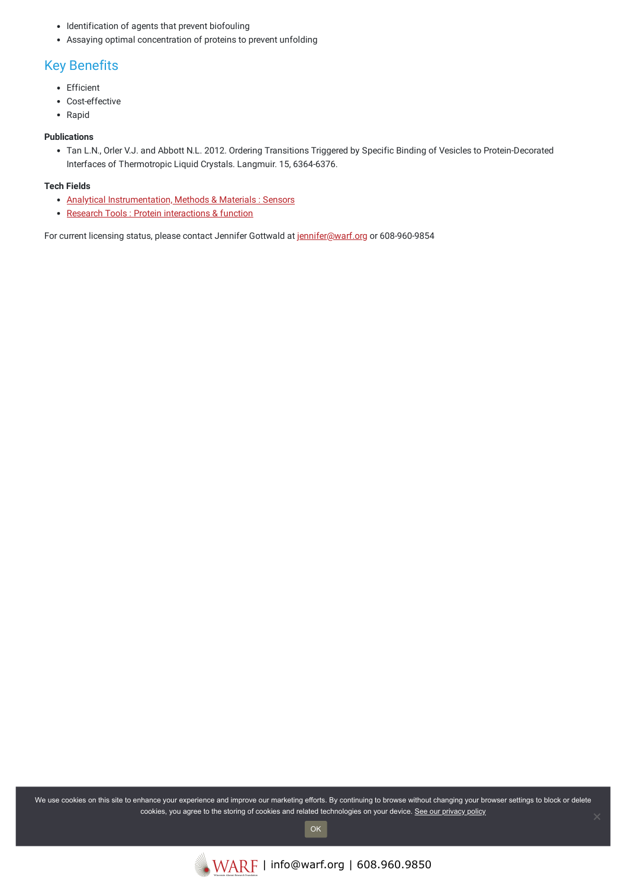- Identification of agents that prevent biofouling
- Assaying optimal concentration of proteins to prevent unfolding

## Key Benefits

- Efficient
- Cost-effective
- Rapid

**Publications**

- Tan L.N., Orler V.J. and Abbott N.L. 2012. Ordering Transitions Triggered by Specific Binding of Vesicles to Protein-Decorated Interfaces of Thermotropic Liquid Crystals. Langmuir. 15, 6364-6376.

**Tech Fields**

- Analytical Instrumentation, Methods & Materials : Sensors
- Research Tools : Protein interactions & function

For current licensing status, please contact Jennifer Gottwald at jennifer@warf.org or 608-960-9854